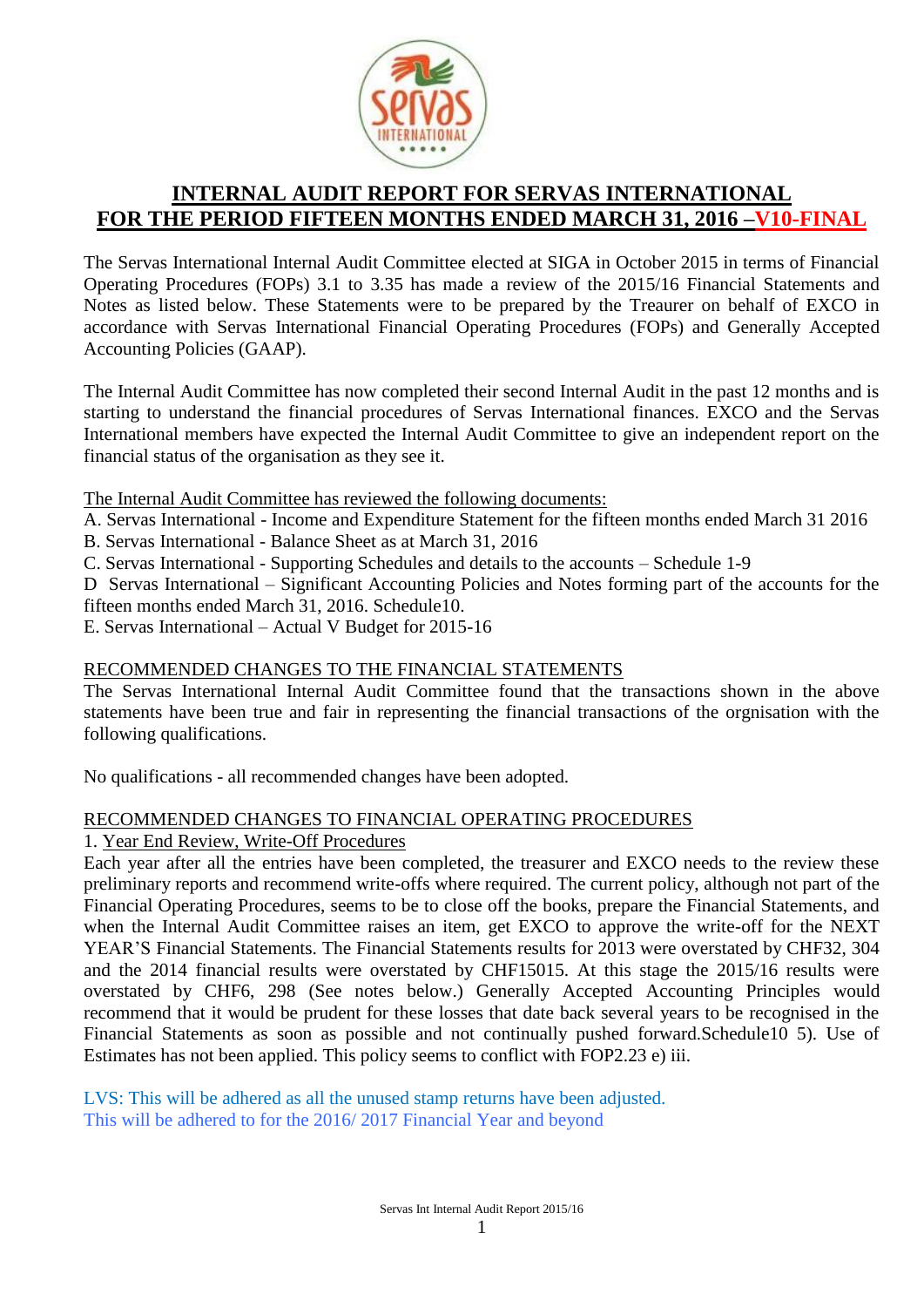# INTERNAL AUDIT REPORT FOR SERVAS INTERNATIONAL
# FOR THE PERIOD FIFTEEN MONTHS ENDED MARCH 31, 2016 –V10-FINAL

The Servas International Internal Audit Committee elected at SIGA in October 2015 in terms of Financial Operating Procedures (FOPs) 3.1 to 3.35 has made a review of the 2015/16 Financial Statements and Notes as listed below. These Statements were to be prepared by the Treaurer on behalf of EXCO in accordance with Servas International Financial Operating Procedures (FOPs) and Generally Accepted Accounting Policies (GAAP).

The Internal Audit Committee has now completed their second Internal Audit in the past 12 months and is starting to understand the financial procedures of Servas International finances. EXCO and the Servas International members have expected the Internal Audit Committee to give an independent report on the financial status of the organisation as they see it.

The Internal Audit Committee has reviewed the following documents:

A. Servas International - Income and Expenditure Statement for the fifteen months ended March 31 2016
B. Servas International - Balance Sheet as at March 31, 2016
C. Servas International - Supporting Schedules and details to the accounts – Schedule 1-9
D Servas International – Significant Accounting Policies and Notes forming part of the accounts for the fifteen months ended March 31, 2016. Schedule10.
E. Servas International – Actual V Budget for 2015-16

## RECOMMENDED CHANGES TO THE FINANCIAL STATEMENTS

The Servas International Internal Audit Committee found that the transactions shown in the above statements have been true and fair in representing the financial transactions of the orgnisation with the following qualifications.

No qualifications - all recommended changes have been adopted.

## RECOMMENDED CHANGES TO FINANCIAL OPERATING PROCEDURES

1. Year End Review, Write-Off Procedures

Each year after all the entries have been completed, the treasurer and EXCO needs to the review these preliminary reports and recommend write-offs where required. The current policy, although not part of the Financial Operating Procedures, seems to be to close off the books, prepare the Financial Statements, and when the Internal Audit Committee raises an item, get EXCO to approve the write-off for the NEXT YEAR'S Financial Statements. The Financial Statements results for 2013 were overstated by CHF32, 304 and the 2014 financial results were overstated by CHF15015. At this stage the 2015/16 results were overstated by CHF6, 298 (See notes below.) Generally Accepted Accounting Principles would recommend that it would be prudent for these losses that date back several years to be recognised in the Financial Statements as soon as possible and not continually pushed forward.Schedule10 5). Use of Estimates has not been applied. This policy seems to conflict with FOP2.23 e) iii.

LVS: This will be adhered as all the unused stamp returns have been adjusted.
This will be adhered to for the 2016/ 2017 Financial Year and beyond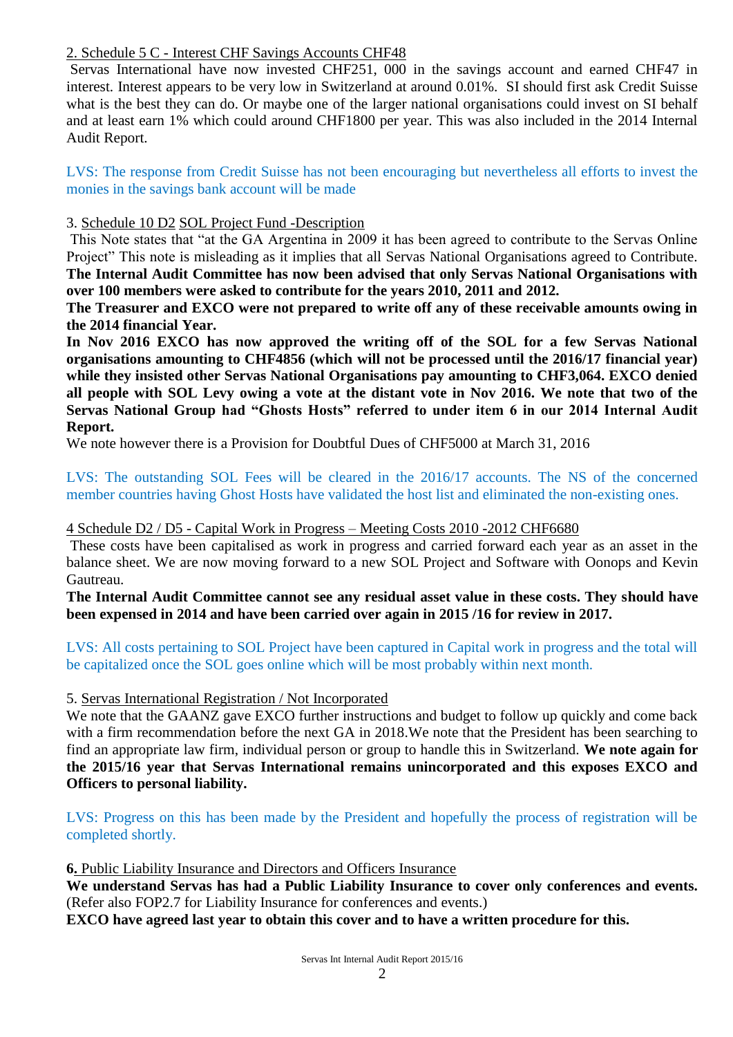2. Schedule 5 C - Interest CHF Savings Accounts CHF48

Servas International have now invested CHF251, 000 in the savings account and earned CHF47 in interest. Interest appears to be very low in Switzerland at around 0.01%. SI should first ask Credit Suisse what is the best they can do. Or maybe one of the larger national organisations could invest on SI behalf and at least earn 1% which could around CHF1800 per year. This was also included in the 2014 Internal Audit Report.

LVS: The response from Credit Suisse has not been encouraging but nevertheless all efforts to invest the monies in the savings bank account will be made

3. Schedule 10 D2 SOL Project Fund -Description

This Note states that "at the GA Argentina in 2009 it has been agreed to contribute to the Servas Online Project" This note is misleading as it implies that all Servas National Organisations agreed to Contribute. **The Internal Audit Committee has now been advised that only Servas National Organisations with over 100 members were asked to contribute for the years 2010, 2011 and 2012.**

**The Treasurer and EXCO were not prepared to write off any of these receivable amounts owing in the 2014 financial Year.**

**In Nov 2016 EXCO has now approved the writing off of the SOL for a few Servas National organisations amounting to CHF4856 (which will not be processed until the 2016/17 financial year) while they insisted other Servas National Organisations pay amounting to CHF3,064. EXCO denied all people with SOL Levy owing a vote at the distant vote in Nov 2016. We note that two of the Servas National Group had "Ghosts Hosts" referred to under item 6 in our 2014 Internal Audit Report.**

We note however there is a Provision for Doubtful Dues of CHF5000 at March 31, 2016

LVS: The outstanding SOL Fees will be cleared in the 2016/17 accounts. The NS of the concerned member countries having Ghost Hosts have validated the host list and eliminated the non-existing ones.

4 Schedule D2 / D5 - Capital Work in Progress – Meeting Costs 2010 -2012 CHF6680

These costs have been capitalised as work in progress and carried forward each year as an asset in the balance sheet. We are now moving forward to a new SOL Project and Software with Oonops and Kevin Gautreau.

**The Internal Audit Committee cannot see any residual asset value in these costs. They should have been expensed in 2014 and have been carried over again in 2015 /16 for review in 2017.**

LVS: All costs pertaining to SOL Project have been captured in Capital work in progress and the total will be capitalized once the SOL goes online which will be most probably within next month.

5. Servas International Registration / Not Incorporated

We note that the GAANZ gave EXCO further instructions and budget to follow up quickly and come back with a firm recommendation before the next GA in 2018.We note that the President has been searching to find an appropriate law firm, individual person or group to handle this in Switzerland. **We note again for the 2015/16 year that Servas International remains unincorporated and this exposes EXCO and Officers to personal liability.**

LVS: Progress on this has been made by the President and hopefully the process of registration will be completed shortly.

**6.** Public Liability Insurance and Directors and Officers Insurance

**We understand Servas has had a Public Liability Insurance to cover only conferences and events.** (Refer also FOP2.7 for Liability Insurance for conferences and events.)

**EXCO have agreed last year to obtain this cover and to have a written procedure for this.**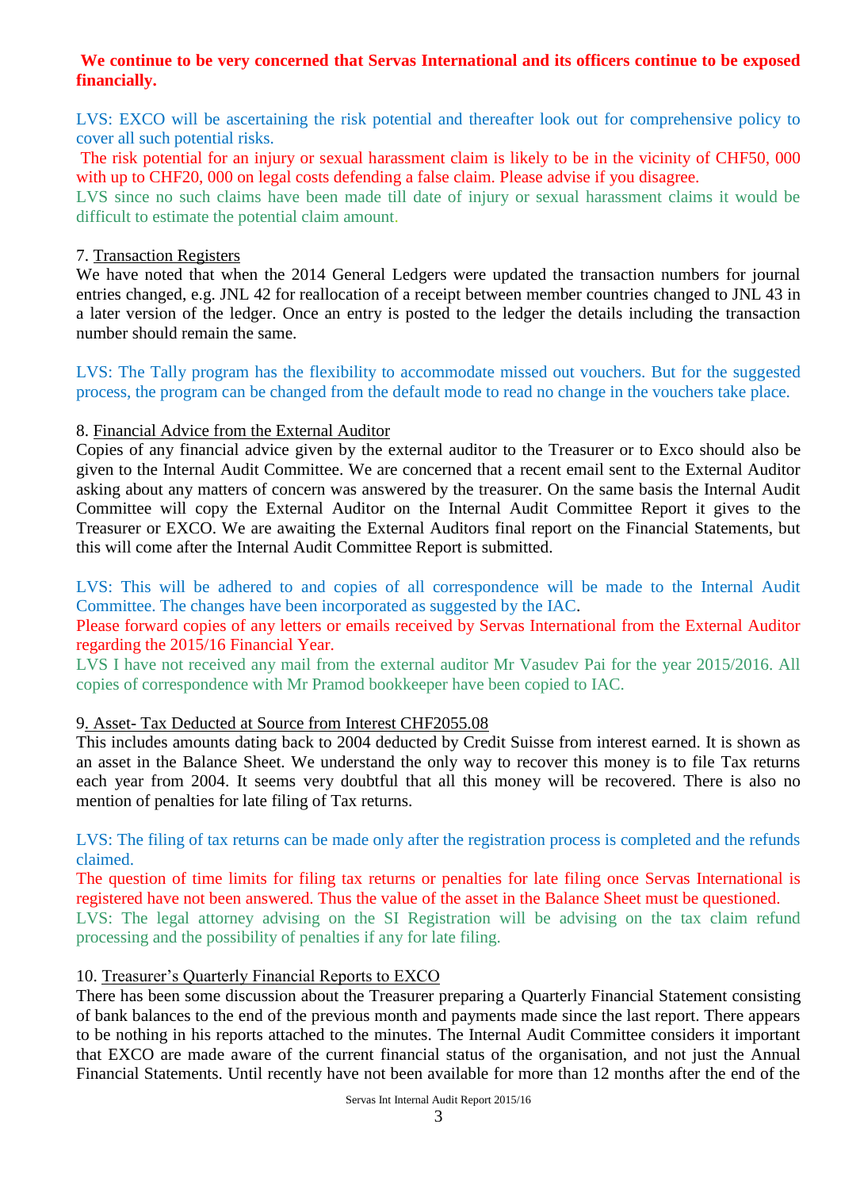**We continue to be very concerned that Servas International and its officers continue to be exposed financially.**

LVS: EXCO will be ascertaining the risk potential and thereafter look out for comprehensive policy to cover all such potential risks.

The risk potential for an injury or sexual harassment claim is likely to be in the vicinity of CHF50, 000 with up to CHF20, 000 on legal costs defending a false claim. Please advise if you disagree.

LVS since no such claims have been made till date of injury or sexual harassment claims it would be difficult to estimate the potential claim amount.

7. Transaction Registers

We have noted that when the 2014 General Ledgers were updated the transaction numbers for journal entries changed, e.g. JNL 42 for reallocation of a receipt between member countries changed to JNL 43 in a later version of the ledger. Once an entry is posted to the ledger the details including the transaction number should remain the same.

LVS: The Tally program has the flexibility to accommodate missed out vouchers. But for the suggested process, the program can be changed from the default mode to read no change in the vouchers take place.

8. Financial Advice from the External Auditor

Copies of any financial advice given by the external auditor to the Treasurer or to Exco should also be given to the Internal Audit Committee. We are concerned that a recent email sent to the External Auditor asking about any matters of concern was answered by the treasurer. On the same basis the Internal Audit Committee will copy the External Auditor on the Internal Audit Committee Report it gives to the Treasurer or EXCO. We are awaiting the External Auditors final report on the Financial Statements, but this will come after the Internal Audit Committee Report is submitted.

LVS: This will be adhered to and copies of all correspondence will be made to the Internal Audit Committee. The changes have been incorporated as suggested by the IAC.

Please forward copies of any letters or emails received by Servas International from the External Auditor regarding the 2015/16 Financial Year.

LVS I have not received any mail from the external auditor Mr Vasudev Pai for the year 2015/2016. All copies of correspondence with Mr Pramod bookkeeper have been copied to IAC.

9. Asset- Tax Deducted at Source from Interest CHF2055.08

This includes amounts dating back to 2004 deducted by Credit Suisse from interest earned. It is shown as an asset in the Balance Sheet. We understand the only way to recover this money is to file Tax returns each year from 2004. It seems very doubtful that all this money will be recovered. There is also no mention of penalties for late filing of Tax returns.

LVS: The filing of tax returns can be made only after the registration process is completed and the refunds claimed.

The question of time limits for filing tax returns or penalties for late filing once Servas International is registered have not been answered. Thus the value of the asset in the Balance Sheet must be questioned.

LVS: The legal attorney advising on the SI Registration will be advising on the tax claim refund processing and the possibility of penalties if any for late filing.

10. Treasurer's Quarterly Financial Reports to EXCO

There has been some discussion about the Treasurer preparing a Quarterly Financial Statement consisting of bank balances to the end of the previous month and payments made since the last report. There appears to be nothing in his reports attached to the minutes. The Internal Audit Committee considers it important that EXCO are made aware of the current financial status of the organisation, and not just the Annual Financial Statements. Until recently have not been available for more than 12 months after the end of the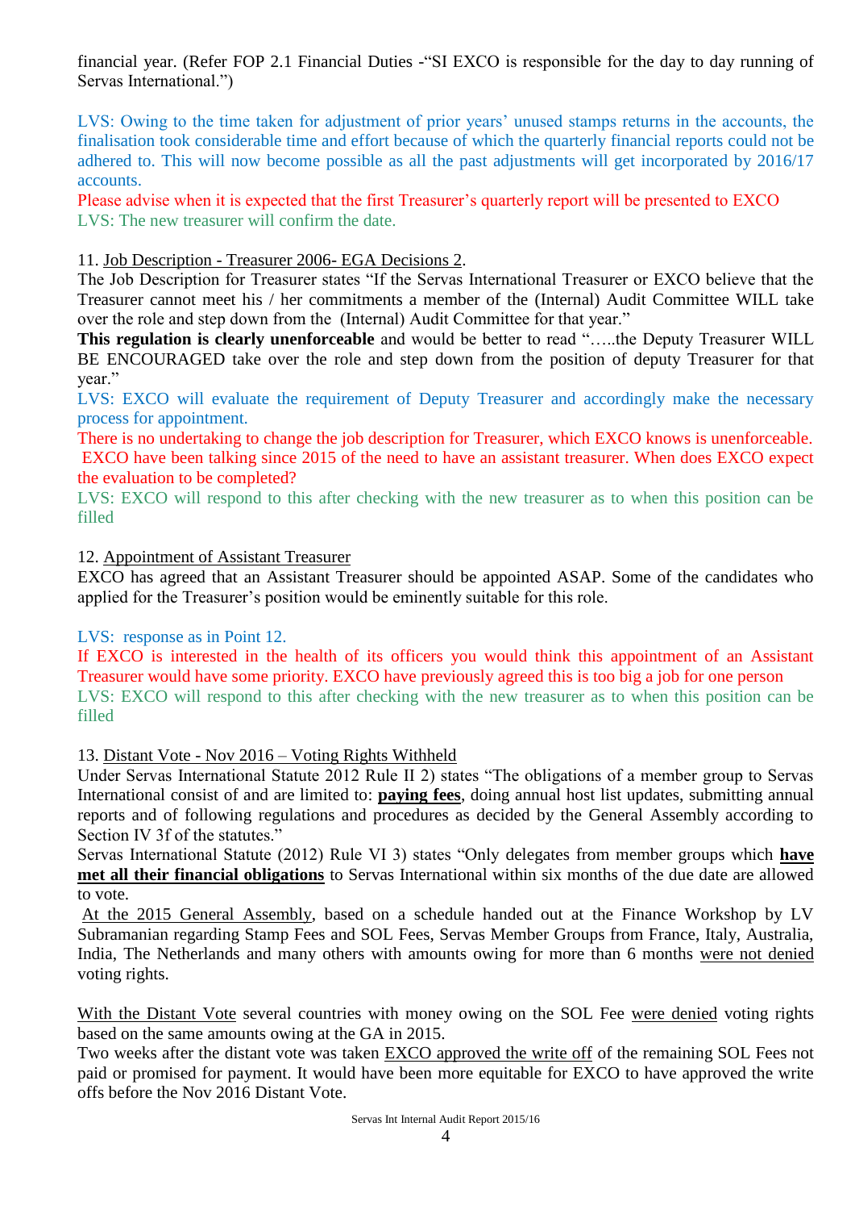financial year. (Refer FOP 2.1 Financial Duties -"SI EXCO is responsible for the day to day running of Servas International.")

LVS: Owing to the time taken for adjustment of prior years' unused stamps returns in the accounts, the finalisation took considerable time and effort because of which the quarterly financial reports could not be adhered to. This will now become possible as all the past adjustments will get incorporated by 2016/17 accounts.

Please advise when it is expected that the first Treasurer's quarterly report will be presented to EXCO

LVS: The new treasurer will confirm the date.

11. Job Description - Treasurer 2006- EGA Decisions 2.

The Job Description for Treasurer states "If the Servas International Treasurer or EXCO believe that the Treasurer cannot meet his / her commitments a member of the (Internal) Audit Committee WILL take over the role and step down from the (Internal) Audit Committee for that year."

**This regulation is clearly unenforceable** and would be better to read "…..the Deputy Treasurer WILL BE ENCOURAGED take over the role and step down from the position of deputy Treasurer for that year."

LVS: EXCO will evaluate the requirement of Deputy Treasurer and accordingly make the necessary process for appointment.

There is no undertaking to change the job description for Treasurer, which EXCO knows is unenforceable. EXCO have been talking since 2015 of the need to have an assistant treasurer. When does EXCO expect the evaluation to be completed?

LVS: EXCO will respond to this after checking with the new treasurer as to when this position can be filled

12. Appointment of Assistant Treasurer

EXCO has agreed that an Assistant Treasurer should be appointed ASAP. Some of the candidates who applied for the Treasurer's position would be eminently suitable for this role.

LVS: response as in Point 12.

If EXCO is interested in the health of its officers you would think this appointment of an Assistant Treasurer would have some priority. EXCO have previously agreed this is too big a job for one person

LVS: EXCO will respond to this after checking with the new treasurer as to when this position can be filled

13. Distant Vote - Nov 2016 – Voting Rights Withheld

Under Servas International Statute 2012 Rule II 2) states "The obligations of a member group to Servas International consist of and are limited to: **paying fees**, doing annual host list updates, submitting annual reports and of following regulations and procedures as decided by the General Assembly according to Section IV 3f of the statutes."

Servas International Statute (2012) Rule VI 3) states "Only delegates from member groups which **have met all their financial obligations** to Servas International within six months of the due date are allowed to vote.

At the 2015 General Assembly, based on a schedule handed out at the Finance Workshop by LV Subramanian regarding Stamp Fees and SOL Fees, Servas Member Groups from France, Italy, Australia, India, The Netherlands and many others with amounts owing for more than 6 months were not denied voting rights.

With the Distant Vote several countries with money owing on the SOL Fee were denied voting rights based on the same amounts owing at the GA in 2015.

Two weeks after the distant vote was taken EXCO approved the write off of the remaining SOL Fees not paid or promised for payment. It would have been more equitable for EXCO to have approved the write offs before the Nov 2016 Distant Vote.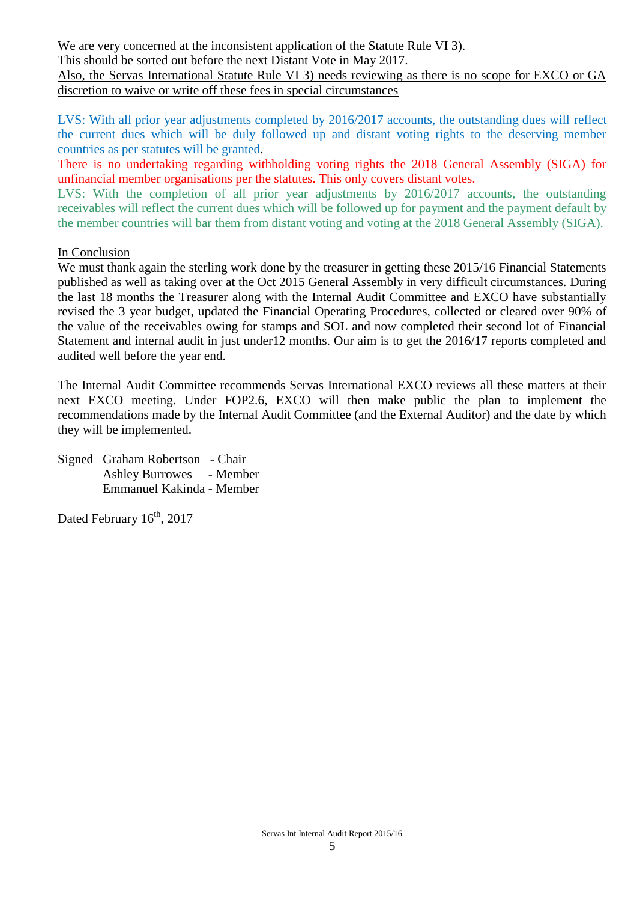We are very concerned at the inconsistent application of the Statute Rule VI 3).
This should be sorted out before the next Distant Vote in May 2017.
Also, the Servas International Statute Rule VI 3) needs reviewing as there is no scope for EXCO or GA discretion to waive or write off these fees in special circumstances

LVS: With all prior year adjustments completed by 2016/2017 accounts, the outstanding dues will reflect the current dues which will be duly followed up and distant voting rights to the deserving member countries as per statutes will be granted.

There is no undertaking regarding withholding voting rights the 2018 General Assembly (SIGA) for unfinancial member organisations per the statutes. This only covers distant votes.

LVS: With the completion of all prior year adjustments by 2016/2017 accounts, the outstanding receivables will reflect the current dues which will be followed up for payment and the payment default by the member countries will bar them from distant voting and voting at the 2018 General Assembly (SIGA).

In Conclusion

We must thank again the sterling work done by the treasurer in getting these 2015/16 Financial Statements published as well as taking over at the Oct 2015 General Assembly in very difficult circumstances. During the last 18 months the Treasurer along with the Internal Audit Committee and EXCO have substantially revised the 3 year budget, updated the Financial Operating Procedures, collected or cleared over 90% of the value of the receivables owing for stamps and SOL and now completed their second lot of Financial Statement and internal audit in just under12 months. Our aim is to get the 2016/17 reports completed and audited well before the year end.

The Internal Audit Committee recommends Servas International EXCO reviews all these matters at their next EXCO meeting. Under FOP2.6, EXCO will then make public the plan to implement the recommendations made by the Internal Audit Committee (and the External Auditor) and the date by which they will be implemented.

Signed Graham Robertson - Chair
Ashley Burrowes - Member
Emmanuel Kakinda - Member

Dated February 16th, 2017